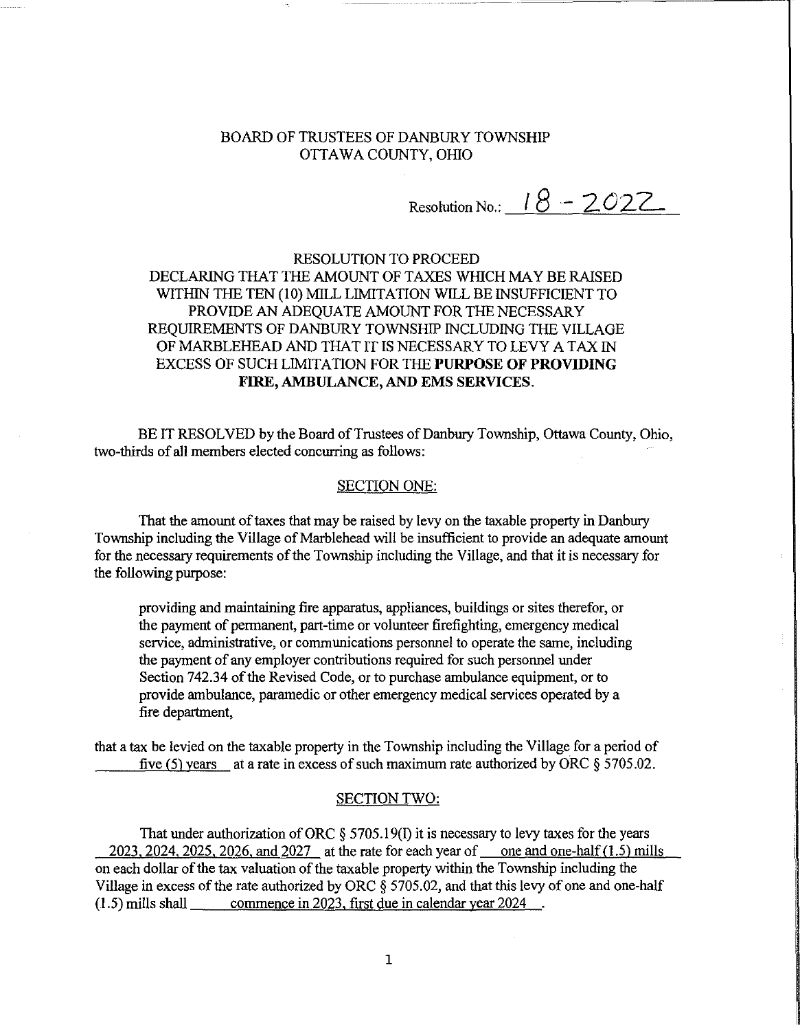BOARD OF TRUSTEES OF DANBURY TOWNSHIP
OTTAWA COUNTY, OHIO

Resolution No.: 18 - 2022

RESOLUTION TO PROCEED
DECLARING THAT THE AMOUNT OF TAXES WHICH MAY BE RAISED WITHIN THE TEN (10) MILL LIMITATION WILL BE INSUFFICIENT TO PROVIDE AN ADEQUATE AMOUNT FOR THE NECESSARY REQUIREMENTS OF DANBURY TOWNSHIP INCLUDING THE VILLAGE OF MARBLEHEAD AND THAT IT IS NECESSARY TO LEVY A TAX IN EXCESS OF SUCH LIMITATION FOR THE **PURPOSE OF PROVIDING FIRE, AMBULANCE, AND EMS SERVICES.**

BE IT RESOLVED by the Board of Trustees of Danbury Township, Ottawa County, Ohio, two-thirds of all members elected concurring as follows:

SECTION ONE:

That the amount of taxes that may be raised by levy on the taxable property in Danbury Township including the Village of Marblehead will be insufficient to provide an adequate amount for the necessary requirements of the Township including the Village, and that it is necessary for the following purpose:

> providing and maintaining fire apparatus, appliances, buildings or sites therefor, or the payment of permanent, part-time or volunteer firefighting, emergency medical service, administrative, or communications personnel to operate the same, including the payment of any employer contributions required for such personnel under Section 742.34 of the Revised Code, or to purchase ambulance equipment, or to provide ambulance, paramedic or other emergency medical services operated by a fire department,

that a tax be levied on the taxable property in the Township including the Village for a period of five (5) years at a rate in excess of such maximum rate authorized by ORC § 5705.02.

SECTION TWO:

That under authorization of ORC § 5705.19(I) it is necessary to levy taxes for the years 2023, 2024, 2025, 2026, and 2027 at the rate for each year of one and one-half (1.5) mills on each dollar of the tax valuation of the taxable property within the Township including the Village in excess of the rate authorized by ORC § 5705.02, and that this levy of one and one-half (1.5) mills shall commence in 2023, first due in calendar year 2024.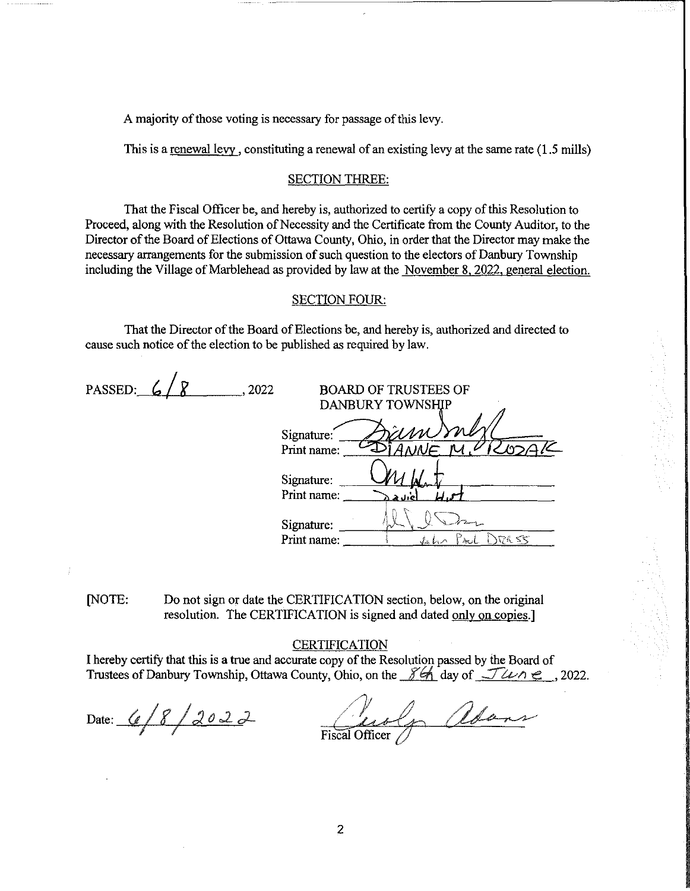A majority of those voting is necessary for passage of this levy.

This is a renewal levy, constituting a renewal of an existing levy at the same rate (1.5 mills)

## SECTION THREE:

That the Fiscal Officer be, and hereby is, authorized to certify a copy of this Resolution to Proceed, along with the Resolution of Necessity and the Certificate from the County Auditor, to the Director of the Board of Elections of Ottawa County, Ohio, in order that the Director may make the necessary arrangements for the submission of such question to the electors of Danbury Township including the Village of Marblehead as provided by law at the November 8, 2022, general election.

## SECTION FOUR:

That the Director of the Board of Elections be, and hereby is, authorized and directed to cause such notice of the election to be published as required by law.

PASSED: 6/8, 2022

BOARD OF TRUSTEES OF DANBURY TOWNSHIP

Signature: [signature]
Print name: DIANNE M. ROZAK

Signature: [signature]
Print name: David Hirt

Signature: [signature]
Print name: John Paul Dress

[NOTE: Do not sign or date the CERTIFICATION section, below, on the original resolution. The CERTIFICATION is signed and dated only on copies.]

## CERTIFICATION

I hereby certify that this is a true and accurate copy of the Resolution passed by the Board of Trustees of Danbury Township, Ottawa County, Ohio, on the 8th day of June, 2022.

Date: 6/8/2022

[signature]
Fiscal Officer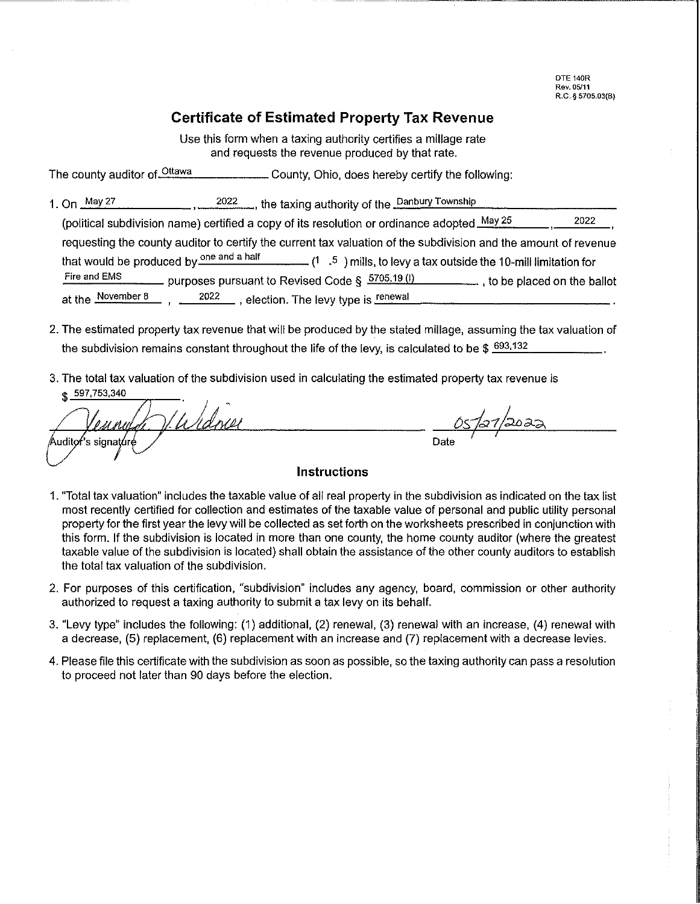DTE 140R
Rev. 05/11
R.C. § 5705.03(B)

# Certificate of Estimated Property Tax Revenue

Use this form when a taxing authority certifies a millage rate and requests the revenue produced by that rate.

The county auditor of Ottawa County, Ohio, does hereby certify the following:

1. On May 27, 2022, the taxing authority of the Danbury Township (political subdivision name) certified a copy of its resolution or ordinance adopted May 25, 2022, requesting the county auditor to certify the current tax valuation of the subdivision and the amount of revenue that would be produced by one and a half (1 .5) mills, to levy a tax outside the 10-mill limitation for Fire and EMS purposes pursuant to Revised Code § 5705.19 (I), to be placed on the ballot at the November 8, 2022, election. The levy type is renewal.

2. The estimated property tax revenue that will be produced by the stated millage, assuming the tax valuation of the subdivision remains constant throughout the life of the levy, is calculated to be $ 693,132.

3. The total tax valuation of the subdivision used in calculating the estimated property tax revenue is $ 597,753,340.

Auditor's signature: *(signature)* Date: 05/27/2022

## Instructions

1. "Total tax valuation" includes the taxable value of all real property in the subdivision as indicated on the tax list most recently certified for collection and estimates of the taxable value of personal and public utility personal property for the first year the levy will be collected as set forth on the worksheets prescribed in conjunction with this form. If the subdivision is located in more than one county, the home county auditor (where the greatest taxable value of the subdivision is located) shall obtain the assistance of the other county auditors to establish the total tax valuation of the subdivision.

2. For purposes of this certification, "subdivision" includes any agency, board, commission or other authority authorized to request a taxing authority to submit a tax levy on its behalf.

3. "Levy type" includes the following: (1) additional, (2) renewal, (3) renewal with an increase, (4) renewal with a decrease, (5) replacement, (6) replacement with an increase and (7) replacement with a decrease levies.

4. Please file this certificate with the subdivision as soon as possible, so the taxing authority can pass a resolution to proceed not later than 90 days before the election.